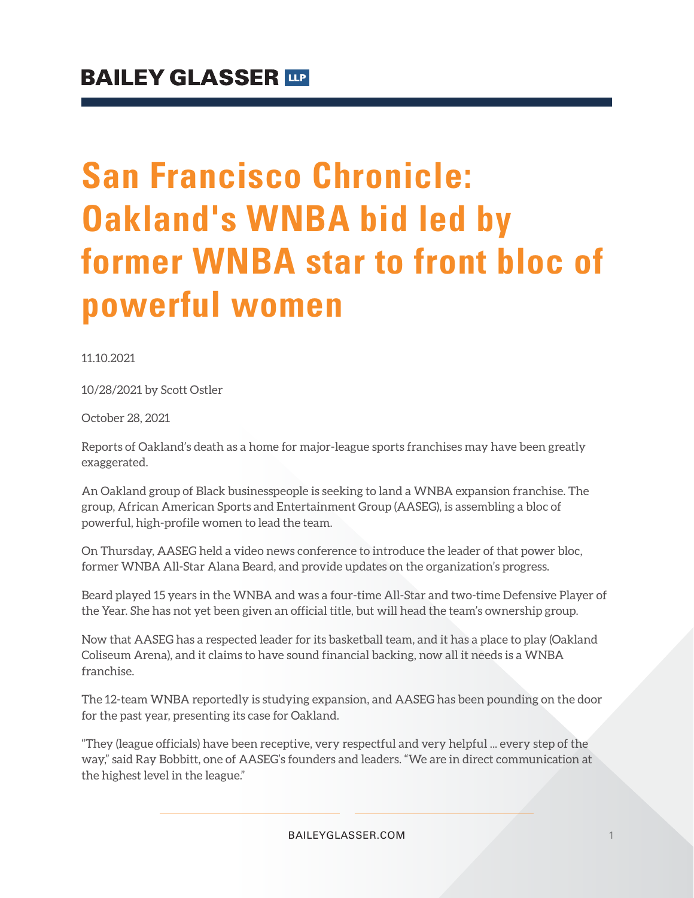# San Francisco Chronicle: Oakland's WNBA bid led by former WNBA star to front bloc of powerful women

11.10.2021

10/28/2021 by Scott Ostler

October 28, 2021

Reports of Oakland's death as a home for major-league sports franchises may have been greatly exaggerated.

An Oakland group of Black businesspeople is seeking to land a WNBA expansion franchise. The group, African American Sports and Entertainment Group (AASEG), is assembling a bloc of powerful, high-profile women to lead the team.

On Thursday, AASEG held a video news conference to introduce the leader of that power bloc, former WNBA All-Star Alana Beard, and provide updates on the organization's progress.

Beard played 15 years in the WNBA and was a four-time All-Star and two-time Defensive Player of the Year. She has not yet been given an official title, but will head the team's ownership group.

Now that AASEG has a respected leader for its basketball team, and it has a place to play (Oakland Coliseum Arena), and it claims to have sound financial backing, now all it needs is a WNBA franchise.

The 12-team WNBA reportedly is studying expansion, and AASEG has been pounding on the door for the past year, presenting its case for Oakland.

"They (league officials) have been receptive, very respectful and very helpful ... every step of the way," said Ray Bobbitt, one of AASEG's founders and leaders. "We are in direct communication at the highest level in the league."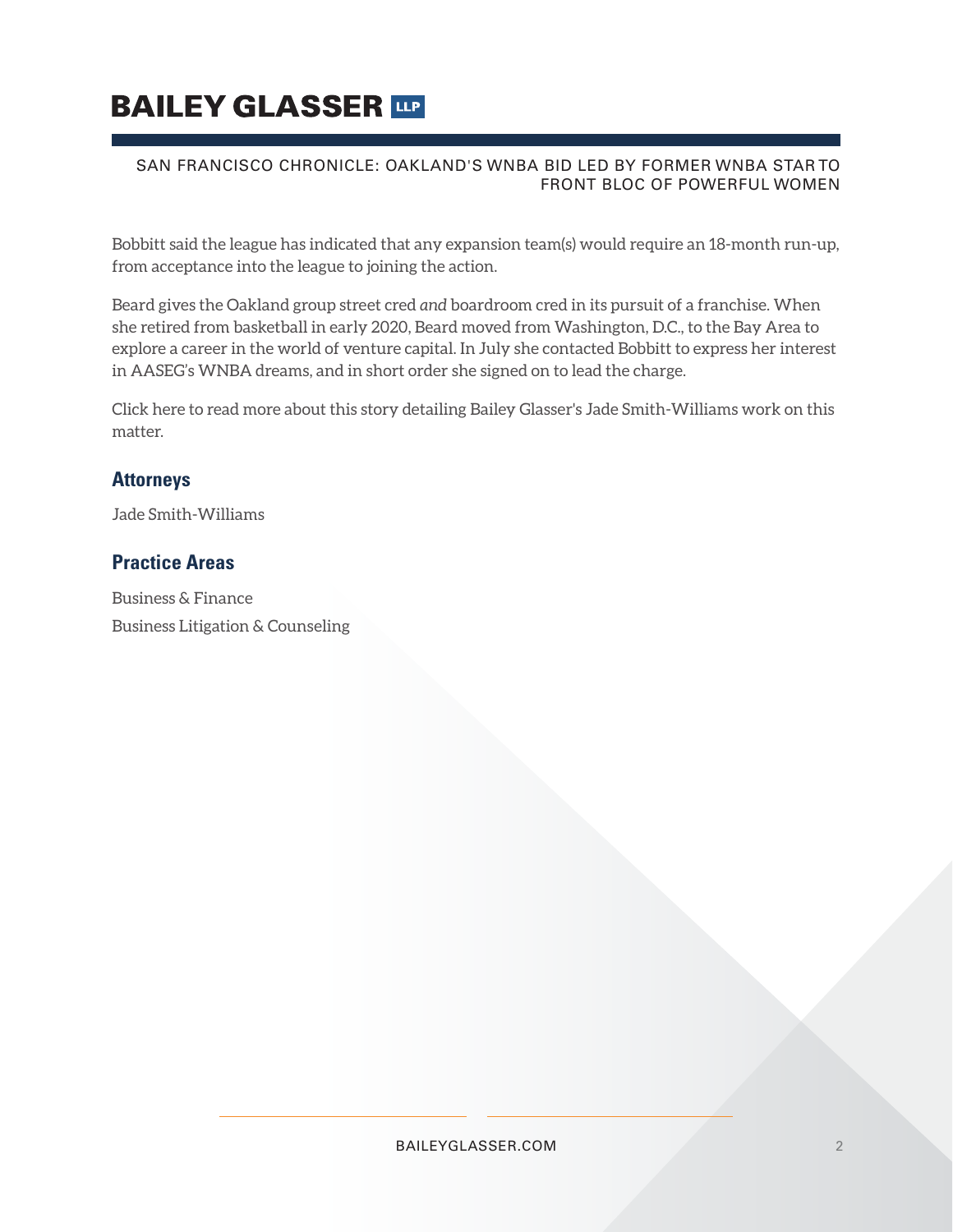Bobbitt said the league has indicated that any expansion team(s) would require an 18-month run-up, from acceptance into the league to joining the action.

Beard gives the Oakland group street cred *and* boardroom cred in its pursuit of a franchise. When she retired from basketball in early 2020, Beard moved from Washington, D.C., to the Bay Area to explore a career in the world of venture capital. In July she contacted Bobbitt to express her interest in AASEG's WNBA dreams, and in short order she signed on to lead the charge.

Click here to read more about this story detailing Bailey Glasser's Jade Smith-Williams work on this matter.

## Attorneys

Jade Smith-Williams

## Practice Areas

Business & Finance

Business Litigation & Counseling